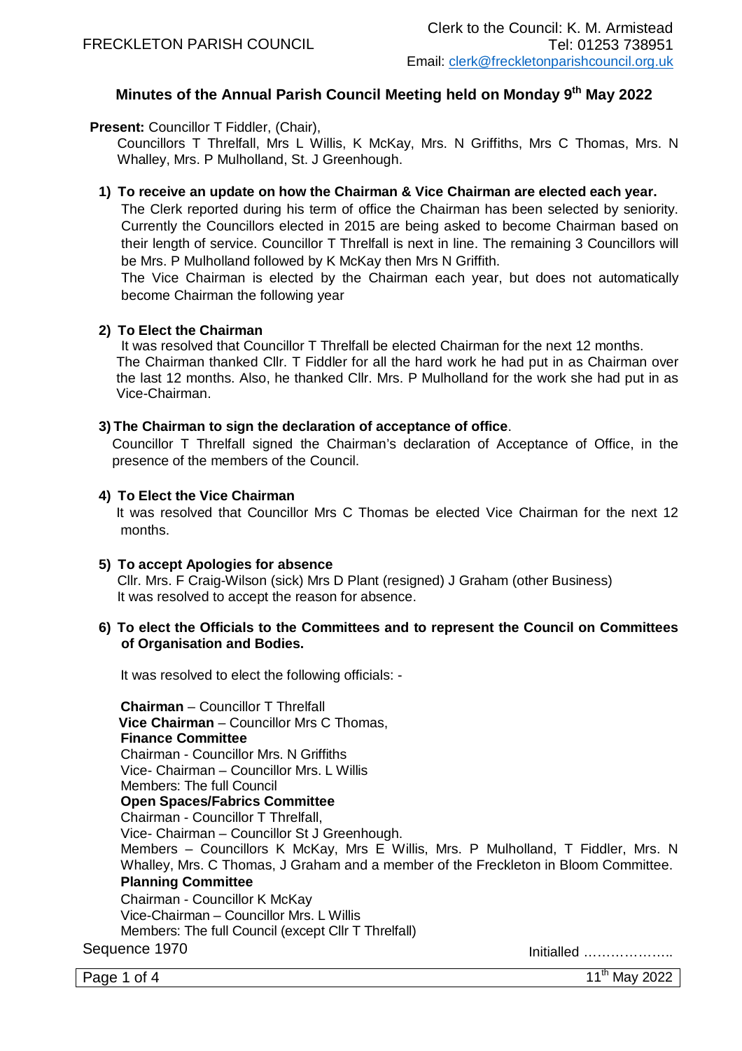FRECKLETON PARISH COUNCIL

Clerk to the Council: K. M. Armistead
Tel: 01253 738951
Email: clerk@freckletonparishcouncil.org.uk

# Minutes of the Annual Parish Council Meeting held on Monday 9th May 2022

**Present:** Councillor T Fiddler, (Chair),
Councillors T Threlfall, Mrs L Willis, K McKay, Mrs. N Griffiths, Mrs C Thomas, Mrs. N Whalley, Mrs. P Mulholland, St. J Greenhough.

**1) To receive an update on how the Chairman & Vice Chairman are elected each year.**

The Clerk reported during his term of office the Chairman has been selected by seniority. Currently the Councillors elected in 2015 are being asked to become Chairman based on their length of service. Councillor T Threlfall is next in line. The remaining 3 Councillors will be Mrs. P Mulholland followed by K McKay then Mrs N Griffith.

The Vice Chairman is elected by the Chairman each year, but does not automatically become Chairman the following year

**2) To Elect the Chairman**

It was resolved that Councillor T Threlfall be elected Chairman for the next 12 months.
The Chairman thanked Cllr. T Fiddler for all the hard work he had put in as Chairman over the last 12 months. Also, he thanked Cllr. Mrs. P Mulholland for the work she had put in as Vice-Chairman.

**3) The Chairman to sign the declaration of acceptance of office**.

Councillor T Threlfall signed the Chairman's declaration of Acceptance of Office, in the presence of the members of the Council.

**4) To Elect the Vice Chairman**

It was resolved that Councillor Mrs C Thomas be elected Vice Chairman for the next 12 months.

**5) To accept Apologies for absence**

Cllr. Mrs. F Craig-Wilson (sick) Mrs D Plant (resigned) J Graham (other Business)
It was resolved to accept the reason for absence.

**6) To elect the Officials to the Committees and to represent the Council on Committees of Organisation and Bodies.**

It was resolved to elect the following officials: -

**Chairman** – Councillor T Threlfall
**Vice Chairman** – Councillor Mrs C Thomas,
**Finance Committee**
Chairman - Councillor Mrs. N Griffiths
Vice- Chairman – Councillor Mrs. L Willis
Members: The full Council
**Open Spaces/Fabrics Committee**
Chairman - Councillor T Threlfall,
Vice- Chairman – Councillor St J Greenhough.
Members – Councillors K McKay, Mrs E Willis, Mrs. P Mulholland, T Fiddler, Mrs. N Whalley, Mrs. C Thomas, J Graham and a member of the Freckleton in Bloom Committee.
**Planning Committee**
Chairman - Councillor K McKay
Vice-Chairman – Councillor Mrs. L Willis
Members: The full Council (except Cllr T Threlfall)

Sequence 1970

Initialled ………………..

11th May 2022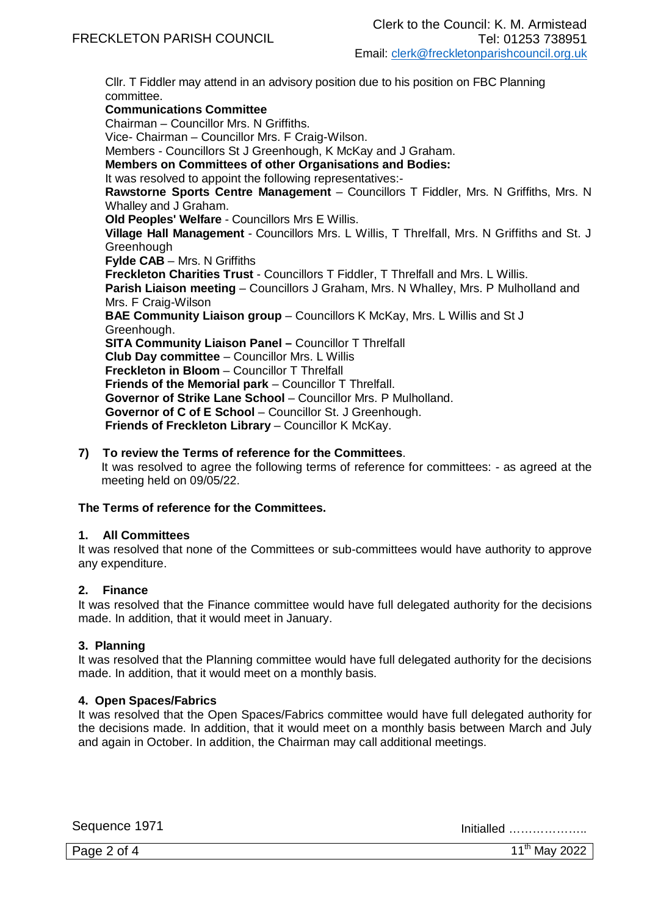Cllr. T Fiddler may attend in an advisory position due to his position on FBC Planning committee.

**Communications Committee**
Chairman – Councillor Mrs. N Griffiths.
Vice- Chairman – Councillor Mrs. F Craig-Wilson.
Members - Councillors St J Greenhough, K McKay and J Graham.

**Members on Committees of other Organisations and Bodies:**
It was resolved to appoint the following representatives:-

**Rawstorne Sports Centre Management** – Councillors T Fiddler, Mrs. N Griffiths, Mrs. N Whalley and J Graham.
**Old Peoples' Welfare** - Councillors Mrs E Willis.
**Village Hall Management** - Councillors Mrs. L Willis, T Threlfall, Mrs. N Griffiths and St. J Greenhough
**Fylde CAB** – Mrs. N Griffiths
**Freckleton Charities Trust** - Councillors T Fiddler, T Threlfall and Mrs. L Willis.
**Parish Liaison meeting** – Councillors J Graham, Mrs. N Whalley, Mrs. P Mulholland and Mrs. F Craig-Wilson
**BAE Community Liaison group** – Councillors K McKay, Mrs. L Willis and St J Greenhough.
**SITA Community Liaison Panel –** Councillor T Threlfall
**Club Day committee** – Councillor Mrs. L Willis
**Freckleton in Bloom** – Councillor T Threlfall
**Friends of the Memorial park** – Councillor T Threlfall.
**Governor of Strike Lane School** – Councillor Mrs. P Mulholland.
**Governor of C of E School** – Councillor St. J Greenhough.
**Friends of Freckleton Library** – Councillor K McKay.

**7) To review the Terms of reference for the Committees**.
It was resolved to agree the following terms of reference for committees: - as agreed at the meeting held on 09/05/22.

**The Terms of reference for the Committees.**

**1. All Committees**
It was resolved that none of the Committees or sub-committees would have authority to approve any expenditure.

**2. Finance**
It was resolved that the Finance committee would have full delegated authority for the decisions made. In addition, that it would meet in January.

**3. Planning**
It was resolved that the Planning committee would have full delegated authority for the decisions made. In addition, that it would meet on a monthly basis.

**4. Open Spaces/Fabrics**
It was resolved that the Open Spaces/Fabrics committee would have full delegated authority for the decisions made. In addition, that it would meet on a monthly basis between March and July and again in October. In addition, the Chairman may call additional meetings.

Sequence 1971

Initialled ………………..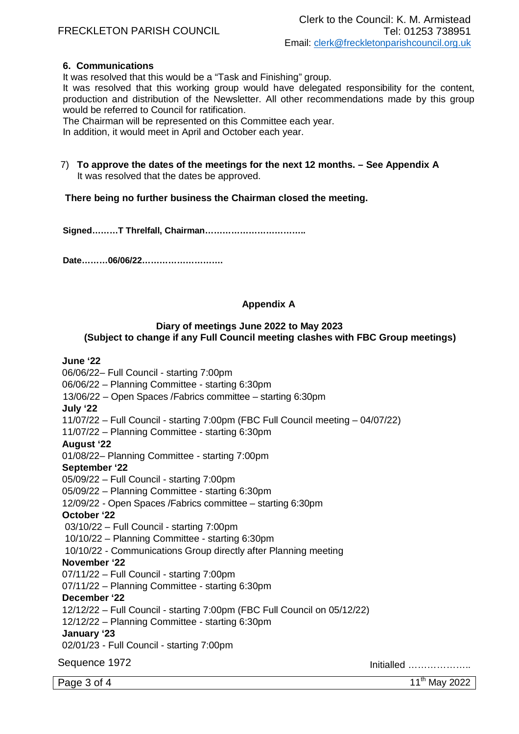### 6. Communications

It was resolved that this would be a "Task and Finishing" group.

It was resolved that this working group would have delegated responsibility for the content, production and distribution of the Newsletter. All other recommendations made by this group would be referred to Council for ratification.

The Chairman will be represented on this Committee each year.

In addition, it would meet in April and October each year.

7) **To approve the dates of the meetings for the next 12 months. – See Appendix A**
It was resolved that the dates be approved.

**There being no further business the Chairman closed the meeting.**

**Signed………T Threlfall, Chairman……………………………..**

**Date………06/06/22……………………….**

## Appendix A

### Diary of meetings June 2022 to May 2023
### (Subject to change if any Full Council meeting clashes with FBC Group meetings)

**June '22**
06/06/22– Full Council - starting 7:00pm
06/06/22 – Planning Committee - starting 6:30pm
13/06/22 – Open Spaces /Fabrics committee – starting 6:30pm

**July '22**
11/07/22 – Full Council - starting 7:00pm (FBC Full Council meeting – 04/07/22)
11/07/22 – Planning Committee - starting 6:30pm

**August '22**
01/08/22– Planning Committee - starting 7:00pm

**September '22**
05/09/22 – Full Council - starting 7:00pm
05/09/22 – Planning Committee - starting 6:30pm
12/09/22 - Open Spaces /Fabrics committee – starting 6:30pm

**October '22**
03/10/22 – Full Council - starting 7:00pm
10/10/22 – Planning Committee - starting 6:30pm
10/10/22 - Communications Group directly after Planning meeting

**November '22**
07/11/22 – Full Council - starting 7:00pm
07/11/22 – Planning Committee - starting 6:30pm

**December '22**
12/12/22 – Full Council - starting 7:00pm (FBC Full Council on 05/12/22)
12/12/22 – Planning Committee - starting 6:30pm

**January '23**
02/01/23 - Full Council - starting 7:00pm

Sequence 1972

Initialled ………………..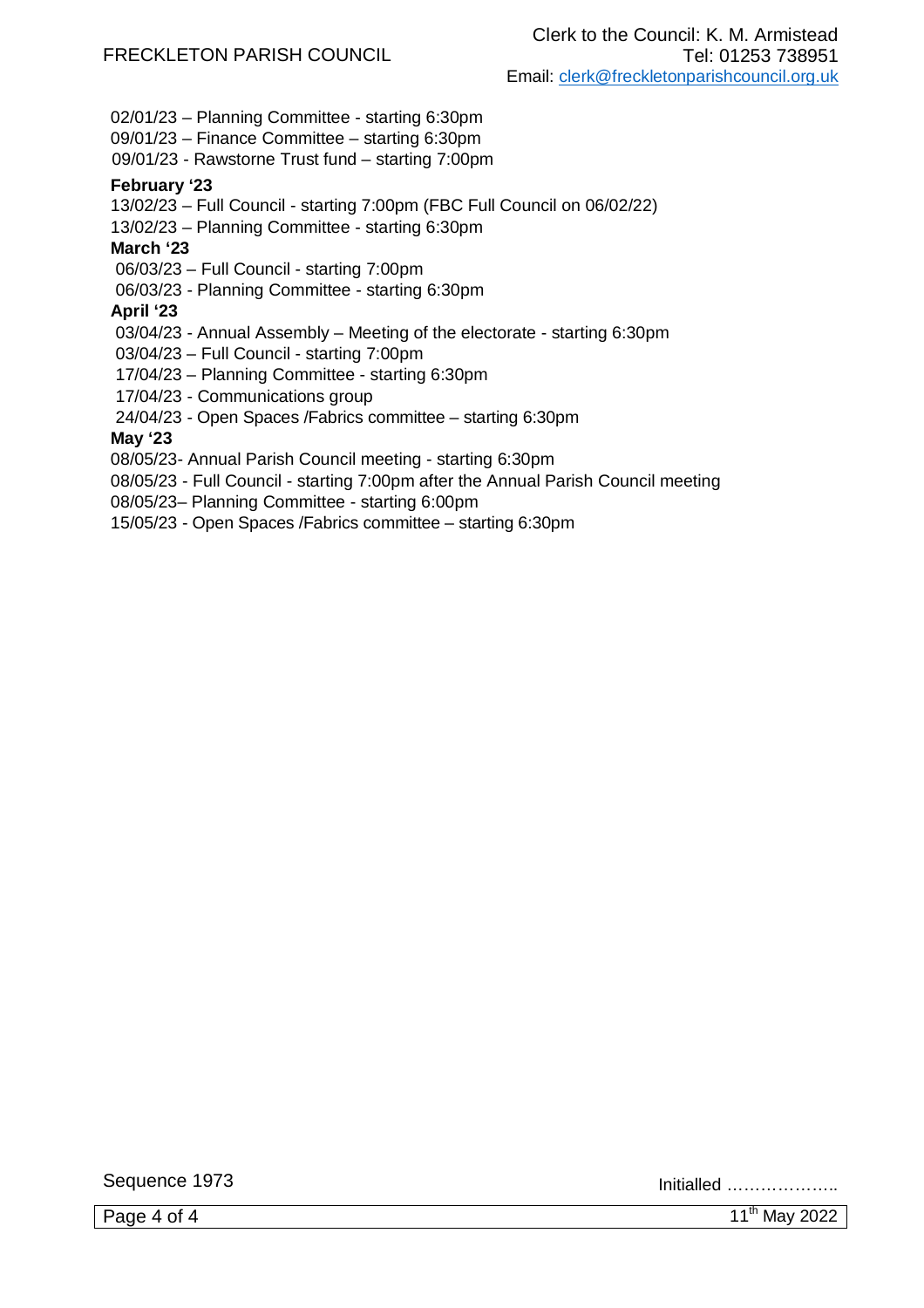02/01/23 – Planning Committee - starting 6:30pm
09/01/23 – Finance Committee – starting 6:30pm
09/01/23 - Rawstorne Trust fund – starting 7:00pm

**February '23**

13/02/23 – Full Council - starting 7:00pm (FBC Full Council on 06/02/22)
13/02/23 – Planning Committee - starting 6:30pm

**March '23**

06/03/23 – Full Council - starting 7:00pm
06/03/23 - Planning Committee - starting 6:30pm

**April '23**

03/04/23 - Annual Assembly – Meeting of the electorate - starting 6:30pm
03/04/23 – Full Council - starting 7:00pm
17/04/23 – Planning Committee - starting 6:30pm
17/04/23 - Communications group
24/04/23 - Open Spaces /Fabrics committee – starting 6:30pm

**May '23**

08/05/23- Annual Parish Council meeting - starting 6:30pm
08/05/23 - Full Council - starting 7:00pm after the Annual Parish Council meeting
08/05/23– Planning Committee - starting 6:00pm
15/05/23 - Open Spaces /Fabrics committee – starting 6:30pm

Sequence 1973

Initialled ………………..